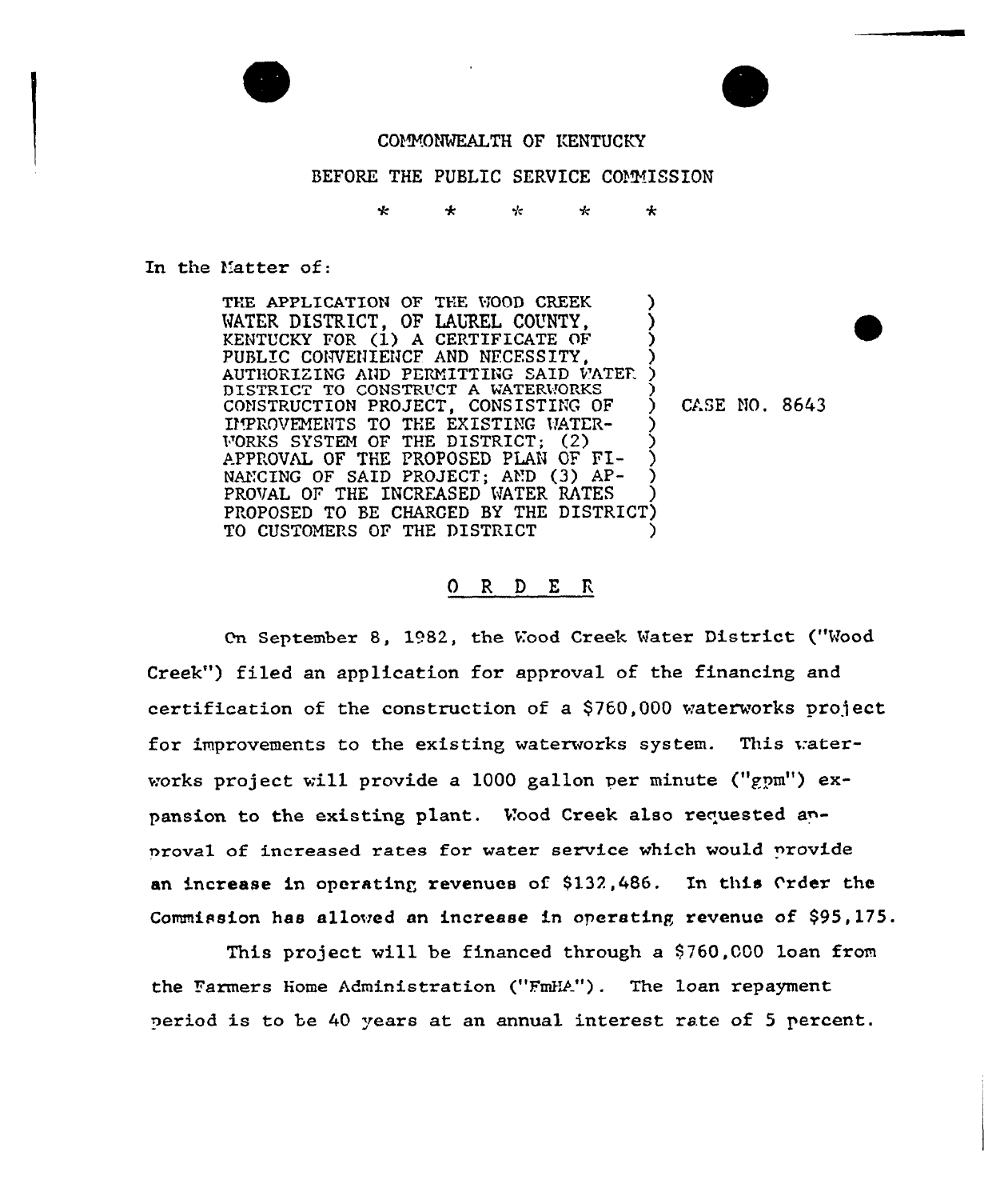COMMONWEALTH OF KENTUCKY

BEFORE THE PUBLIC SERVICE COMMISSION

\* \* \* \* \*

In the Matter of:

| | |
|---|---|
| THE APPLICATION OF THE WOOD CREEK WATER DISTRICT, OF LAUREL COUNTY, KENTUCKY FOR (1) A CERTIFICATE OF PUBLIC CONVENIENCE AND NECESSITY, AUTHORIZING AND PERMITTING SAID WATER DISTRICT TO CONSTRUCT A WATERWORKS CONSTRUCTION PROJECT, CONSISTING OF IMPROVEMENTS TO THE EXISTING WATERWORKS SYSTEM OF THE DISTRICT; (2) APPROVAL OF THE PROPOSED PLAN OF FINANCING OF SAID PROJECT; AND (3) APPROVAL OF THE INCREASED WATER RATES PROPOSED TO BE CHARGED BY THE DISTRICT TO CUSTOMERS OF THE DISTRICT | CASE NO. 8643 |

## O R D E R

On September 8, 1982, the Wood Creek Water District ("Wood Creek") filed an application for approval of the financing and certification of the construction of a $760,000 waterworks project for improvements to the existing waterworks system. This waterworks project will provide a 1000 gallon per minute ("gpm") expansion to the existing plant. Wood Creek also requested approval of increased rates for water service which would provide an increase in operating revenues of $132,486. In this Order the Commission has allowed an increase in operating revenue of $95,175.

This project will be financed through a $760,000 loan from the Farmers Home Administration ("FmHA"). The loan repayment period is to be 40 years at an annual interest rate of 5 percent.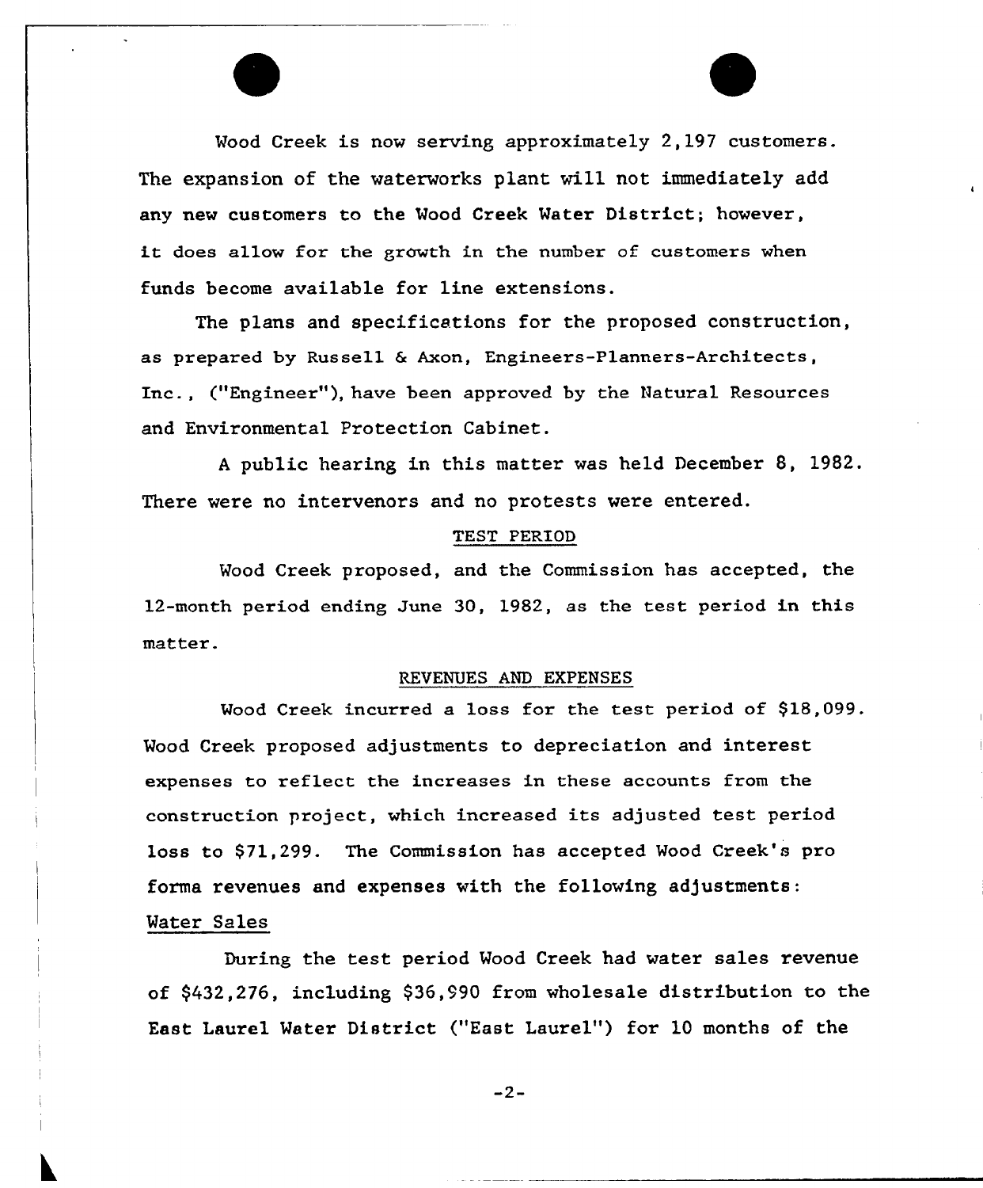Wood Creek is now serving approximately 2,197 customers. The expansion of the waterworks plant will not immediately add any new customers to the Wood Creek Water District; however, it does allow for the growth in the number of customers when funds become available for line extensions.

The plans and specifications for the proposed construction, as prepared by Russell & Axon, Engineers-Planners-Architects, Inc., ("Engineer"), have been approved by the Natural Resources and Environmental Protection Cabinet.

A public hearing in this matter was held December 8, 1982. There were no intervenors and no protests were entered.

## TEST PERIOD

Wood Creek proposed, and the Commission has accepted, the 12-month period ending June 30, 1982, as the test period in this matter.

## REVENUES AND EXPENSES

Wood Creek incurred a loss for the test period of $18,099. Wood Creek proposed adjustments to depreciation and interest expenses to reflect the increases in these accounts from the construction project, which increased its adjusted test period loss to $71,299. The Commission has accepted Wood Creek's pro forma revenues and expenses with the following adjustments:

### Water Sales

During the test period Wood Creek had water sales revenue of $432,276, including $36,990 from wholesale distribution to the East Laurel Water District ("East Laurel") for 10 months of the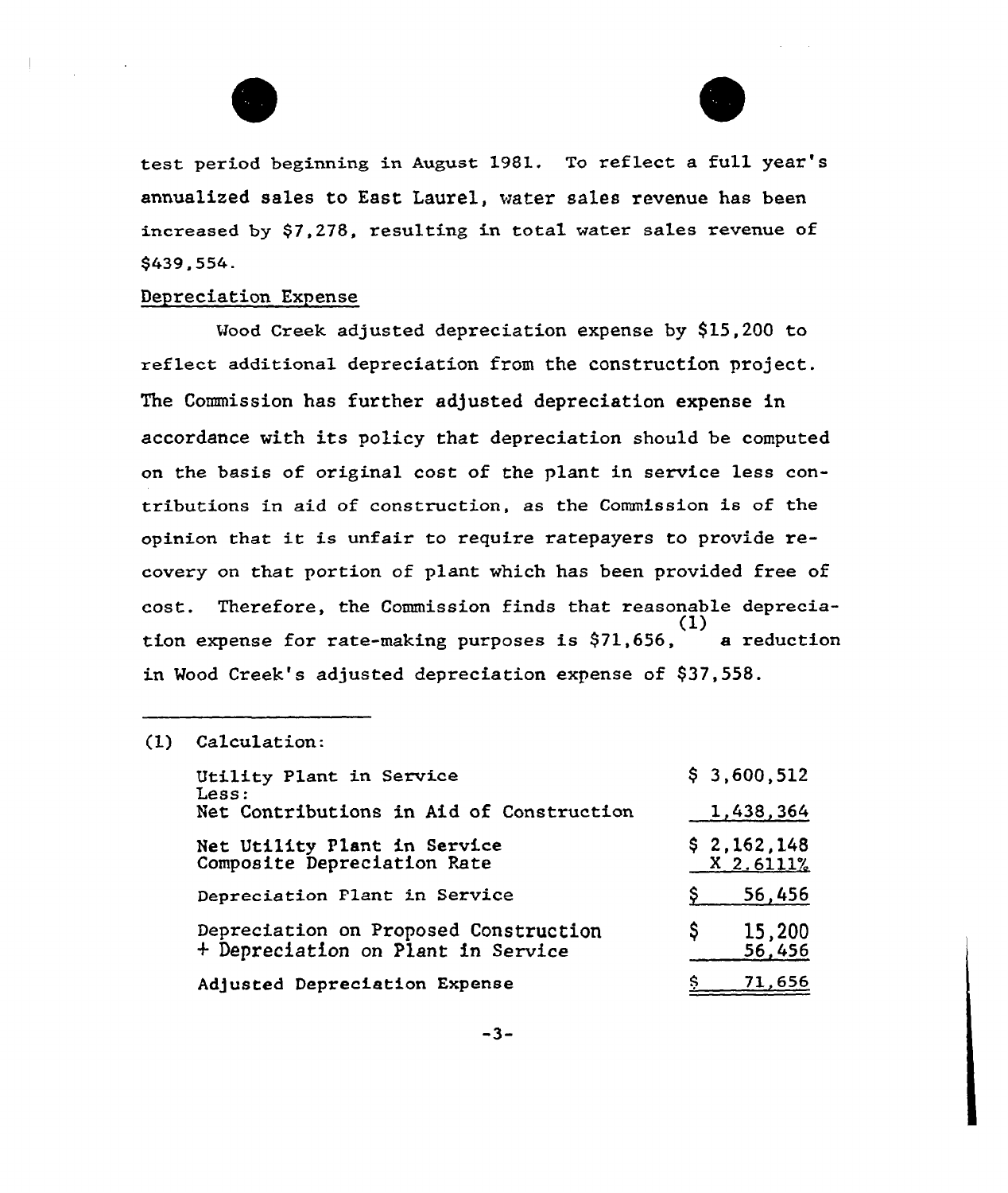test period beginning in August 1981. To reflect a full year's annualized sales to East Laurel, water sales revenue has been increased by $7,278, resulting in total water sales revenue of $439,554.

## Depreciation Expense

Wood Creek adjusted depreciation expense by $15,200 to reflect additional depreciation from the construction project. The Commission has further adjusted depreciation expense in accordance with its policy that depreciation should be computed on the basis of original cost of the plant in service less contributions in aid of construction, as the Commission is of the opinion that it is unfair to require ratepayers to provide recovery on that portion of plant which has been provided free of cost. Therefore, the Commission finds that reasonable depreciation expense for rate-making purposes is $71,656,[1] a reduction in Wood Creek's adjusted depreciation expense of $37,558.

---

(1) Calculation:

| | |
|---|---|
| Utility Plant in Service | $ 3,600,512 |
| Less: Net Contributions in Aid of Construction | 1,438,364 |
| Net Utility Plant in Service | $ 2,162,148 |
| Composite Depreciation Rate | X 2.6111% |
| Depreciation Plant in Service | $ 56,456 |
| Depreciation on Proposed Construction | $ 15,200 |
| + Depreciation on Plant in Service | 56,456 |
| Adjusted Depreciation Expense | $ 71,656 |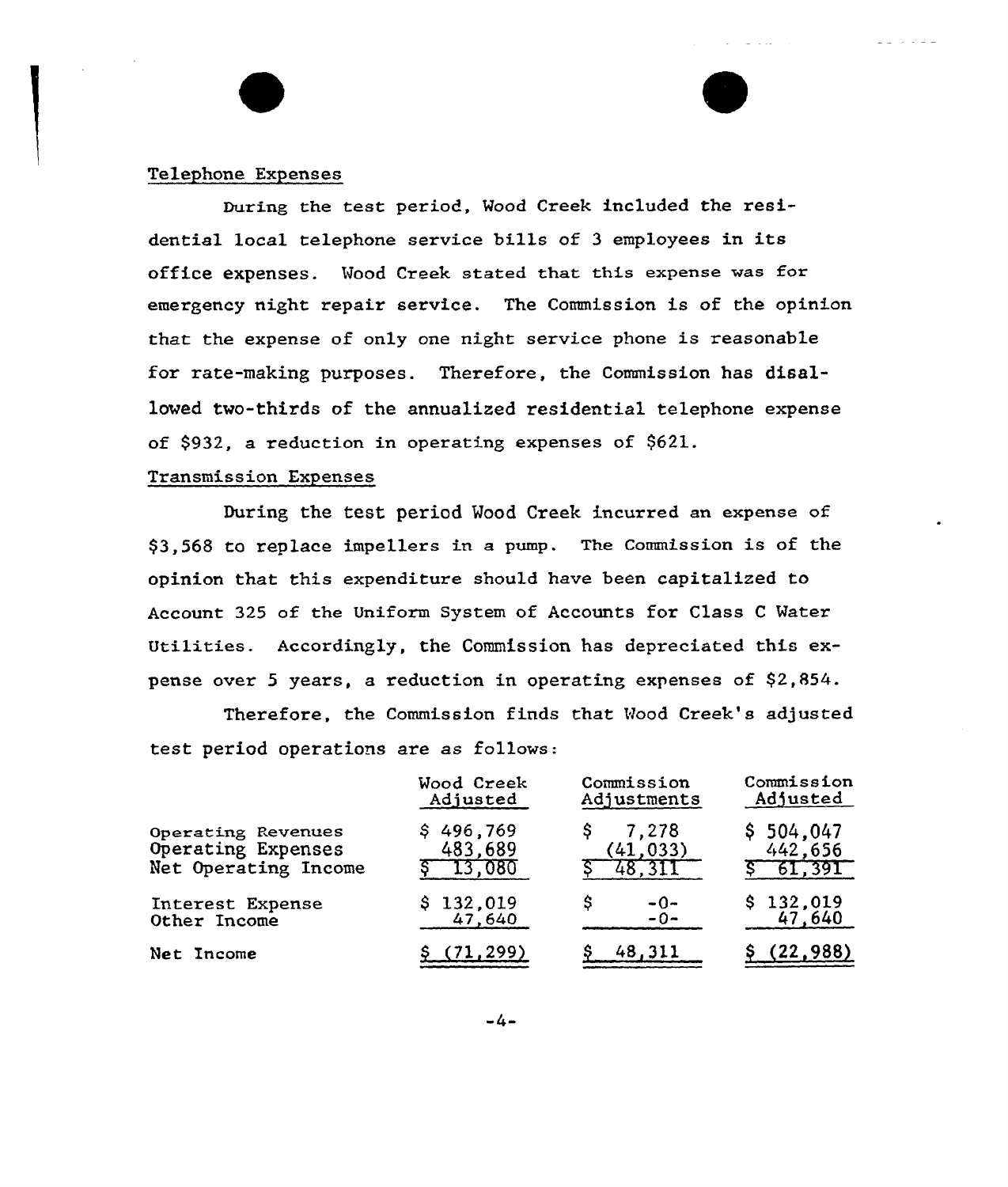Telephone Expenses

During the test period, Wood Creek included the residential local telephone service bills of 3 employees in its office expenses. Wood Creek stated that this expense was for emergency night repair service. The Commission is of the opinion that the expense of only one night service phone is reasonable for rate-making purposes. Therefore, the Commission has disallowed two-thirds of the annualized residential telephone expense of $932, a reduction in operating expenses of $621.

Transmission Expenses

During the test period Wood Creek incurred an expense of $3,568 to replace impellers in a pump. The Commission is of the opinion that this expenditure should have been capitalized to Account 325 of the Uniform System of Accounts for Class C Water Utilities. Accordingly, the Commission has depreciated this expense over 5 years, a reduction in operating expenses of $2,854.

Therefore, the Commission finds that Wood Creek's adjusted test period operations are as follows:

| | Wood Creek Adjusted | Commission Adjustments | Commission Adjusted |
|---|---|---|---|
| Operating Revenues | $ 496,769 | $ 7,278 | $ 504,047 |
| Operating Expenses | 483,689 | (41,033) | 442,656 |
| Net Operating Income | $ 13,080 | $ 48,311 | $ 61,391 |
| Interest Expense | $ 132,019 | $ -0- | $ 132,019 |
| Other Income | 47,640 | -0- | 47,640 |
| Net Income | $ (71,299) | $ 48,311 | $ (22,988) |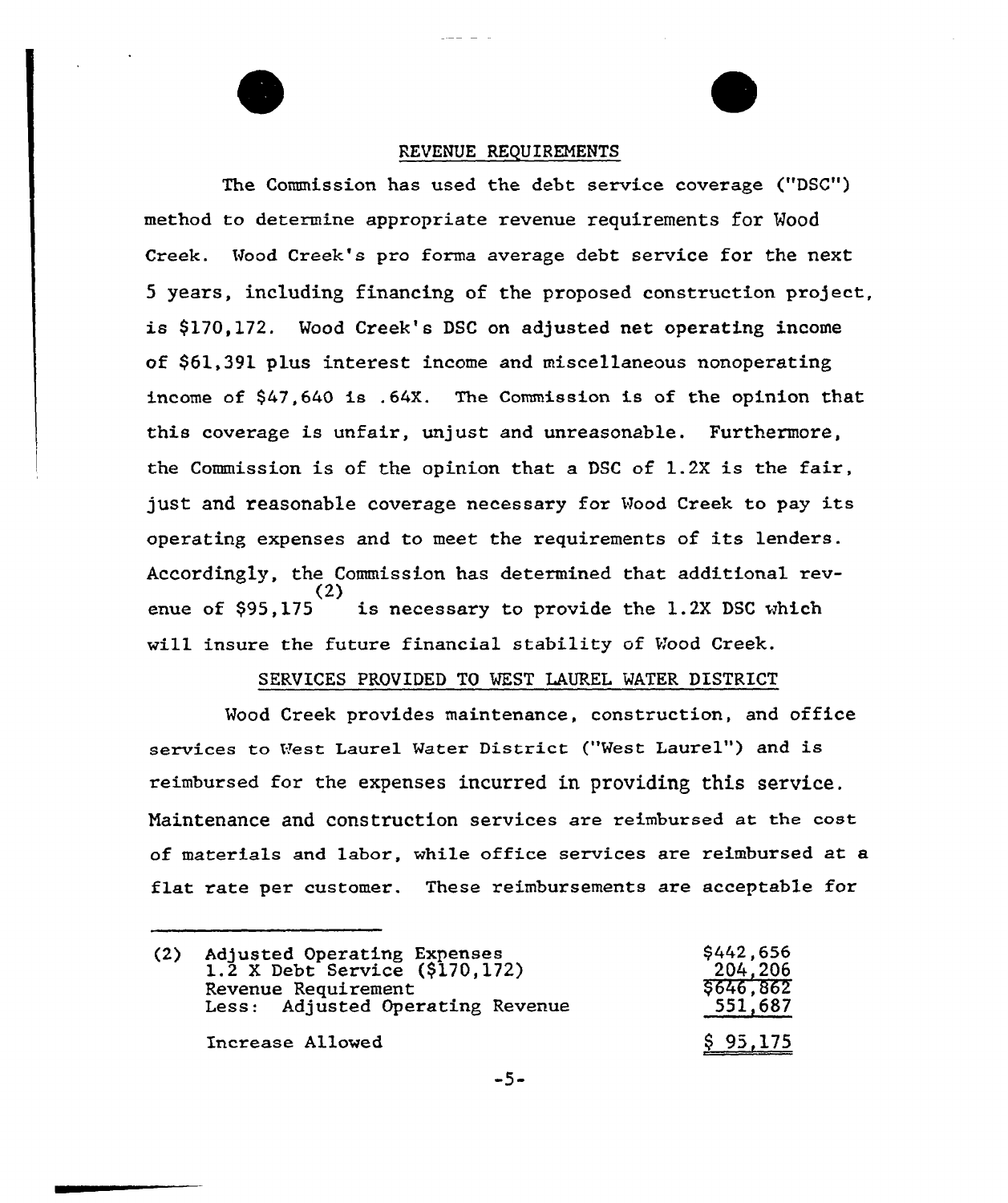## REVENUE REQUIREMENTS

The Commission has used the debt service coverage ("DSC") method to determine appropriate revenue requirements for Wood Creek. Wood Creek's pro forma average debt service for the next 5 years, including financing of the proposed construction project, is $170,172. Wood Creek's DSC on adjusted net operating income of $61,391 plus interest income and miscellaneous nonoperating income of $47,640 is .64X. The Commission is of the opinion that this coverage is unfair, unjust and unreasonable. Furthermore, the Commission is of the opinion that a DSC of 1.2X is the fair, just and reasonable coverage necessary for Wood Creek to pay its operating expenses and to meet the requirements of its lenders. Accordingly, the Commission has determined that additional revenue of $95,175[(2)] is necessary to provide the 1.2X DSC which will insure the future financial stability of Wood Creek.

## SERVICES PROVIDED TO WEST LAUREL WATER DISTRICT

Wood Creek provides maintenance, construction, and office services to West Laurel Water District ("West Laurel") and is reimbursed for the expenses incurred in providing this service. Maintenance and construction services are reimbursed at the cost of materials and labor, while office services are reimbursed at a flat rate per customer. These reimbursements are acceptable for

---

(2)

| | |
|---|---|
| Adjusted Operating Expenses | $442,656 |
| 1.2 X Debt Service ($170,172) | 204,206 |
| Revenue Requirement | $646,862 |
| Less: Adjusted Operating Revenue | 551,687 |
| Increase Allowed | $ 95,175 |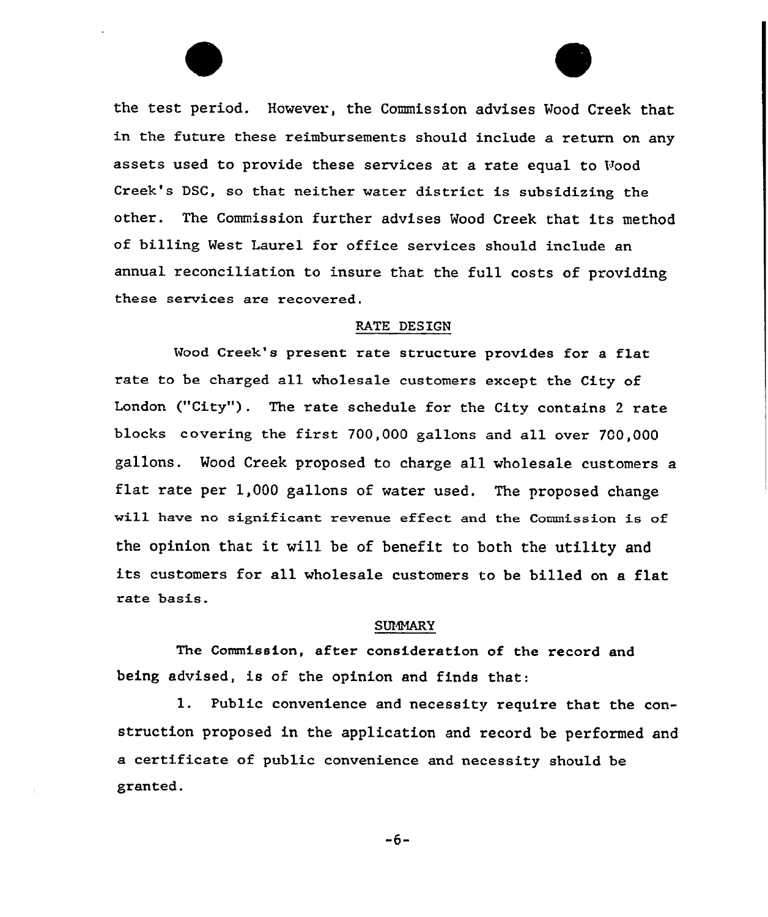the test period. However, the Commission advises Wood Creek that in the future these reimbursements should include a return on any assets used to provide these services at a rate equal to Wood Creek's DSC, so that neither water district is subsidizing the other. The Commission further advises Wood Creek that its method of billing West Laurel for office services should include an annual reconciliation to insure that the full costs of providing these services are recovered.

## RATE DESIGN

Wood Creek's present rate structure provides for a flat rate to be charged all wholesale customers except the City of London ("City"). The rate schedule for the City contains 2 rate blocks covering the first 700,000 gallons and all over 700,000 gallons. Wood Creek proposed to charge all wholesale customers a flat rate per 1,000 gallons of water used. The proposed change will have no significant revenue effect and the Commission is of the opinion that it will be of benefit to both the utility and its customers for all wholesale customers to be billed on a flat rate basis.

## SUMMARY

The Commission, after consideration of the record and being advised, is of the opinion and finds that:

1. Public convenience and necessity require that the construction proposed in the application and record be performed and a certificate of public convenience and necessity should be granted.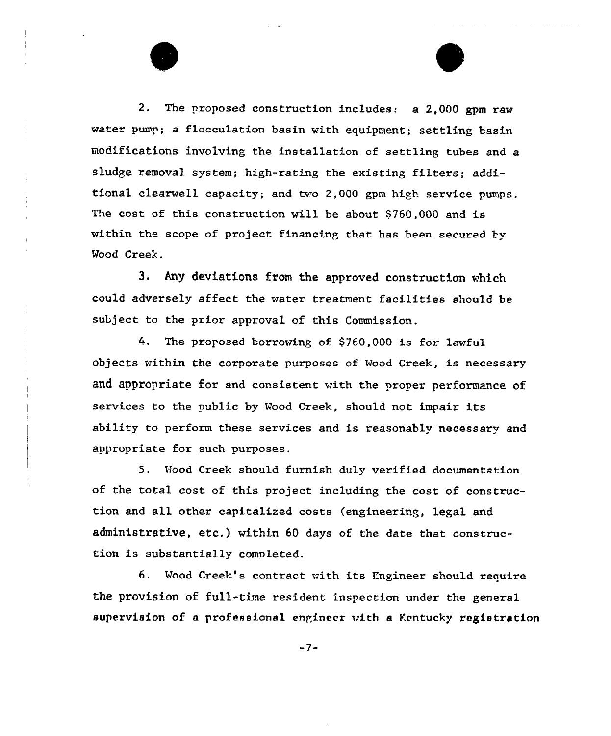2. The proposed construction includes: a 2,000 gpm raw water pump; a flocculation basin with equipment; settling basin modifications involving the installation of settling tubes and a sludge removal system; high-rating the existing filters; additional clearwell capacity; and two 2,000 gpm high service pumps. The cost of this construction will be about $760,000 and is within the scope of project financing that has been secured by Wood Creek.

3. Any deviations from the approved construction which could adversely affect the water treatment facilities should be subject to the prior approval of this Commission.

4. The proposed borrowing of $760,000 is for lawful objects within the corporate purposes of Wood Creek, is necessary and appropriate for and consistent with the proper performance of services to the public by Wood Creek, should not impair its ability to perform these services and is reasonably necessary and appropriate for such purposes.

5. Wood Creek should furnish duly verified documentation of the total cost of this project including the cost of construction and all other capitalized costs (engineering, legal and administrative, etc.) within 60 days of the date that construction is substantially completed.

6. Wood Creek's contract with its Engineer should require the provision of full-time resident inspection under the general supervision of a professional engineer with a Kentucky registration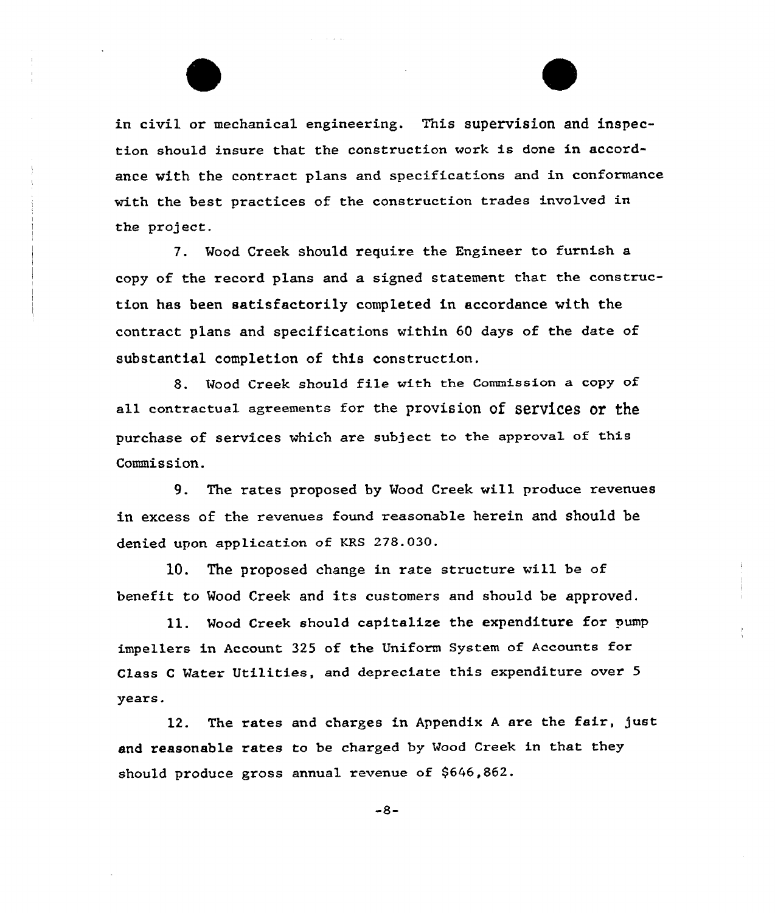in civil or mechanical engineering. This supervision and inspection should insure that the construction work is done in accordance with the contract plans and specifications and in conformance with the best practices of the construction trades involved in the project.

7. Wood Creek should require the Engineer to furnish a copy of the record plans and a signed statement that the construction has been satisfactorily completed in accordance with the contract plans and specifications within 60 days of the date of substantial completion of this construction.

8. Wood Creek should file with the Commission a copy of all contractual agreements for the provision of services or the purchase of services which are subject to the approval of this Commission.

9. The rates proposed by Wood Creek will produce revenues in excess of the revenues found reasonable herein and should be denied upon application of KRS 278.030.

10. The proposed change in rate structure will be of benefit to Wood Creek and its customers and should be approved.

11. Wood Creek should capitalize the expenditure for pump impellers in Account 325 of the Uniform System of Accounts for Class C Water Utilities, and depreciate this expenditure over 5 years.

12. The rates and charges in Appendix A are the fair, just and reasonable rates to be charged by Wood Creek in that they should produce gross annual revenue of $646,862.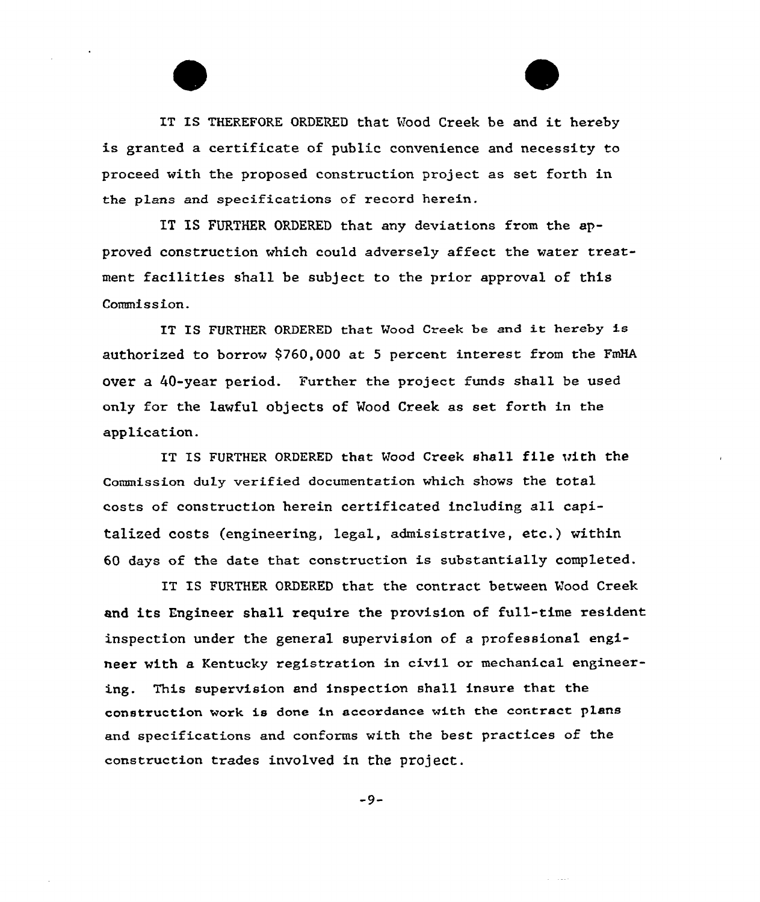IT IS THEREFORE ORDERED that Wood Creek be and it hereby is granted a certificate of public convenience and necessity to proceed with the proposed construction project as set forth in the plans and specifications of record herein.

IT IS FURTHER ORDERED that any deviations from the approved construction which could adversely affect the water treatment facilities shall be subject to the prior approval of this Commission.

IT IS FURTHER ORDERED that Wood Creek be and it hereby is authorized to borrow $760,000 at 5 percent interest from the FmHA over a 40-year period. Further the project funds shall be used only for the lawful objects of Wood Creek as set forth in the application.

IT IS FURTHER ORDERED that Wood Creek shall file with the Commission duly verified documentation which shows the total costs of construction herein certificated including all capitalized costs (engineering, legal, admisistrative, etc.) within 60 days of the date that construction is substantially completed.

IT IS FURTHER ORDERED that the contract between Wood Creek and its Engineer shall require the provision of full-time resident inspection under the general supervision of a professional engineer with a Kentucky registration in civil or mechanical engineering. This supervision and inspection shall insure that the construction work is done in accordance with the contract plans and specifications and conforms with the best practices of the construction trades involved in the project.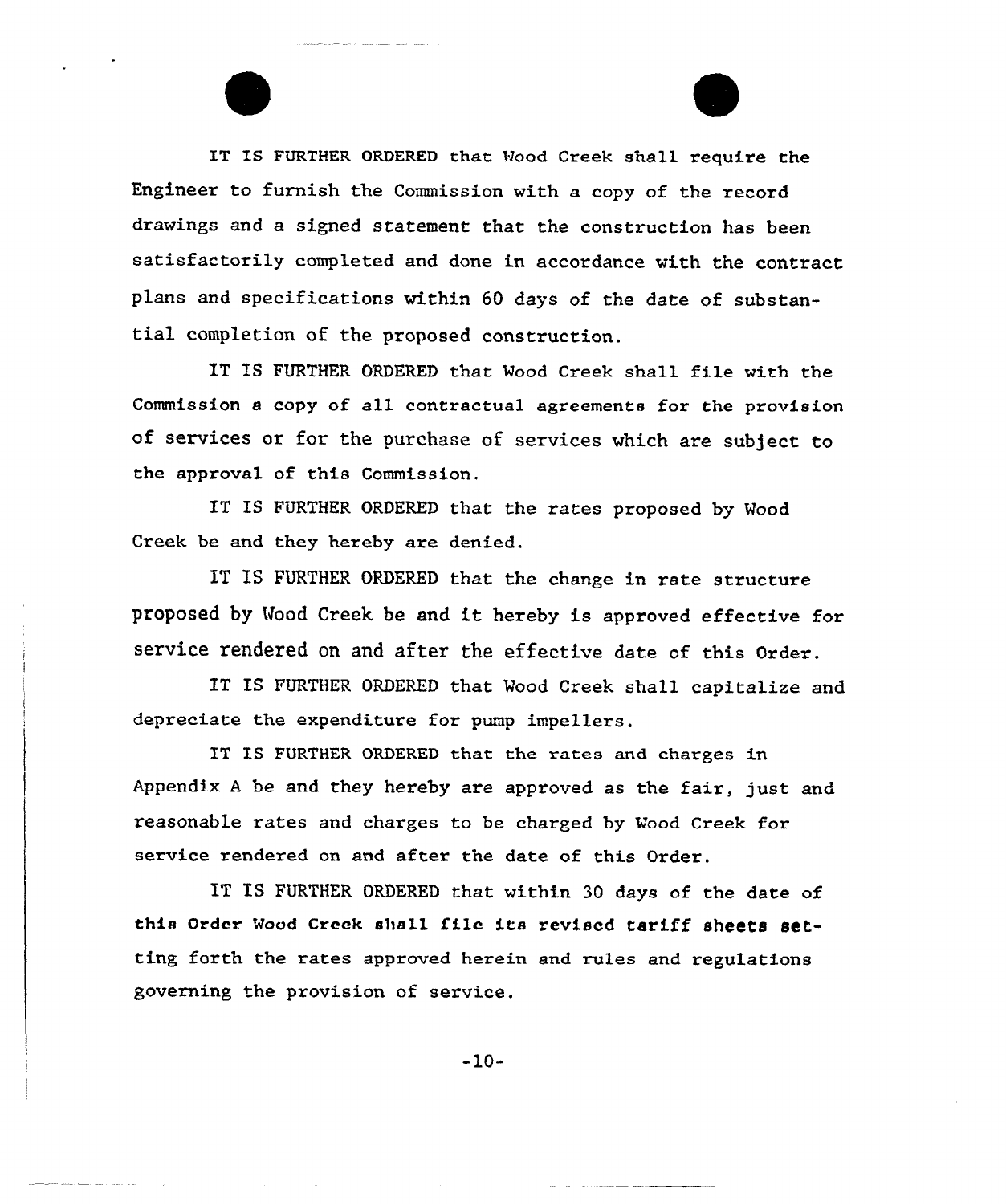IT IS FURTHER ORDERED that Wood Creek shall require the Engineer to furnish the Commission with a copy of the record drawings and a signed statement that the construction has been satisfactorily completed and done in accordance with the contract plans and specifications within 60 days of the date of substantial completion of the proposed construction.

IT IS FURTHER ORDERED that Wood Creek shall file with the Commission a copy of all contractual agreements for the provision of services or for the purchase of services which are subject to the approval of this Commission.

IT IS FURTHER ORDERED that the rates proposed by Wood Creek be and they hereby are denied.

IT IS FURTHER ORDERED that the change in rate structure proposed by Wood Creek be and it hereby is approved effective for service rendered on and after the effective date of this Order.

IT IS FURTHER ORDERED that Wood Creek shall capitalize and depreciate the expenditure for pump impellers.

IT IS FURTHER ORDERED that the rates and charges in Appendix A be and they hereby are approved as the fair, just and reasonable rates and charges to be charged by Wood Creek for service rendered on and after the date of this Order.

IT IS FURTHER ORDERED that within 30 days of the date of this Order Wood Creek shall file its revised tariff sheets setting forth the rates approved herein and rules and regulations governing the provision of service.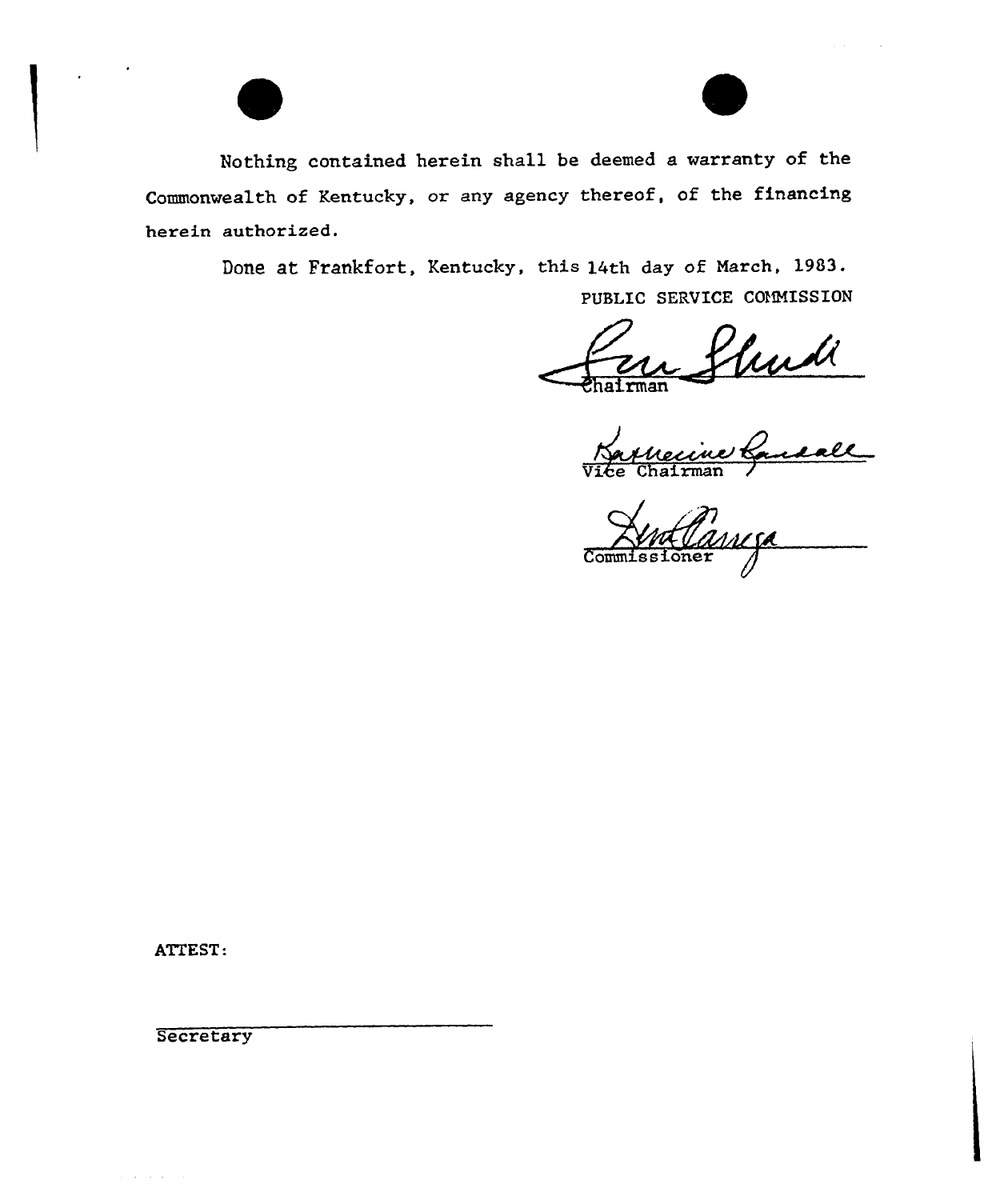Nothing contained herein shall be deemed a warranty of the Commonwealth of Kentucky, or any agency thereof, of the financing herein authorized.

Done at Frankfort, Kentucky, this 14th day of March, 1983.

PUBLIC SERVICE COMMISSION

Chairman

Vice Chairman

Commissioner

ATTEST:

Secretary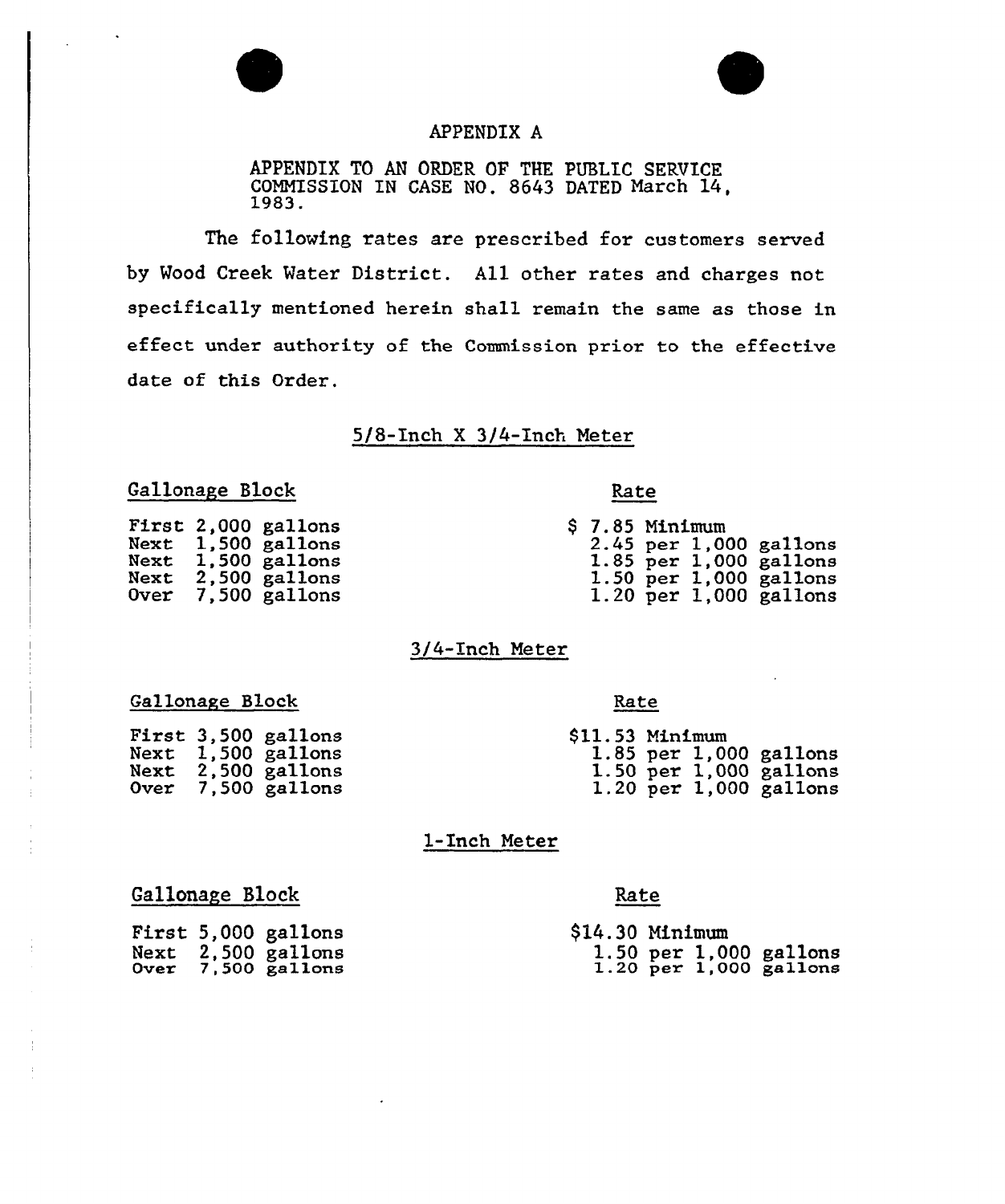# APPENDIX A

APPENDIX TO AN ORDER OF THE PUBLIC SERVICE COMMISSION IN CASE NO. 8643 DATED March 14, 1983.

The following rates are prescribed for customers served by Wood Creek Water District. All other rates and charges not specifically mentioned herein shall remain the same as those in effect under authority of the Commission prior to the effective date of this Order.

## 5/8-Inch X 3/4-Inch Meter

| Gallonage Block | Rate |
|---|---|
| First 2,000 gallons | $ 7.85 Minimum |
| Next 1,500 gallons | 2.45 per 1,000 gallons |
| Next 1,500 gallons | 1.85 per 1,000 gallons |
| Next 2,500 gallons | 1.50 per 1,000 gallons |
| Over 7,500 gallons | 1.20 per 1,000 gallons |

## 3/4-Inch Meter

| Gallonage Block | Rate |
|---|---|
| First 3,500 gallons | $11.53 Minimum |
| Next 1,500 gallons | 1.85 per 1,000 gallons |
| Next 2,500 gallons | 1.50 per 1,000 gallons |
| Over 7,500 gallons | 1.20 per 1,000 gallons |

## 1-Inch Meter

| Gallonage Block | Rate |
|---|---|
| First 5,000 gallons | $14.30 Minimum |
| Next 2,500 gallons | 1.50 per 1,000 gallons |
| Over 7,500 gallons | 1.20 per 1,000 gallons |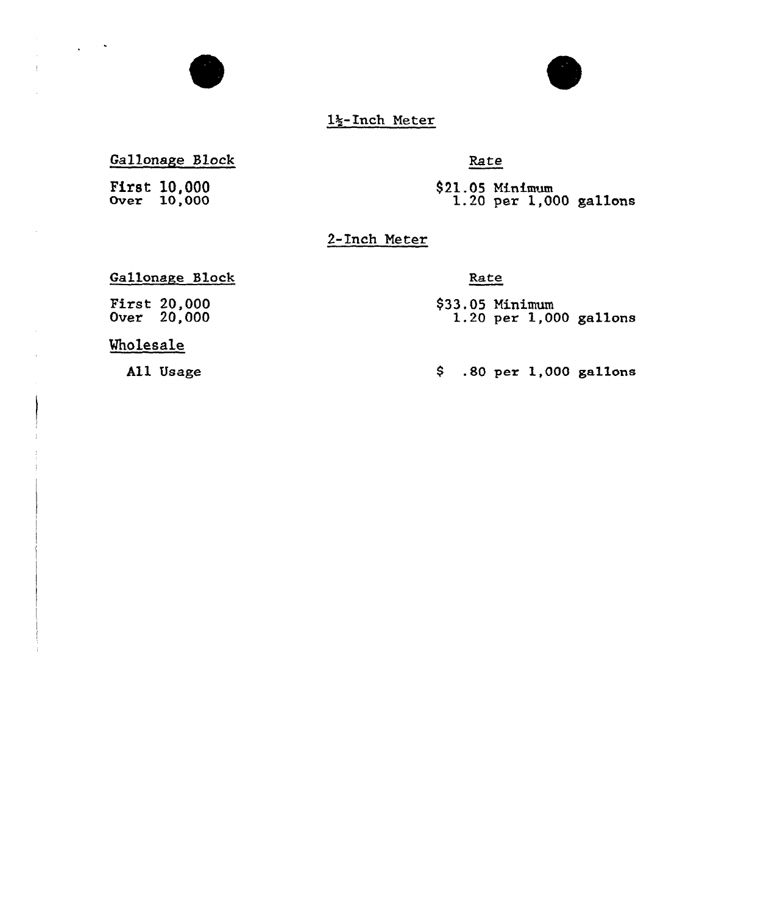## 1½-Inch Meter

| Gallonage Block | Rate |
|---|---|
| First 10,000 | $21.05 Minimum |
| Over 10,000 | 1.20 per 1,000 gallons |

## 2-Inch Meter

| Gallonage Block | Rate |
|---|---|
| First 20,000 | $33.05 Minimum |
| Over 20,000 | 1.20 per 1,000 gallons |

## Wholesale

| | |
|---|---|
| All Usage | $ .80 per 1,000 gallons |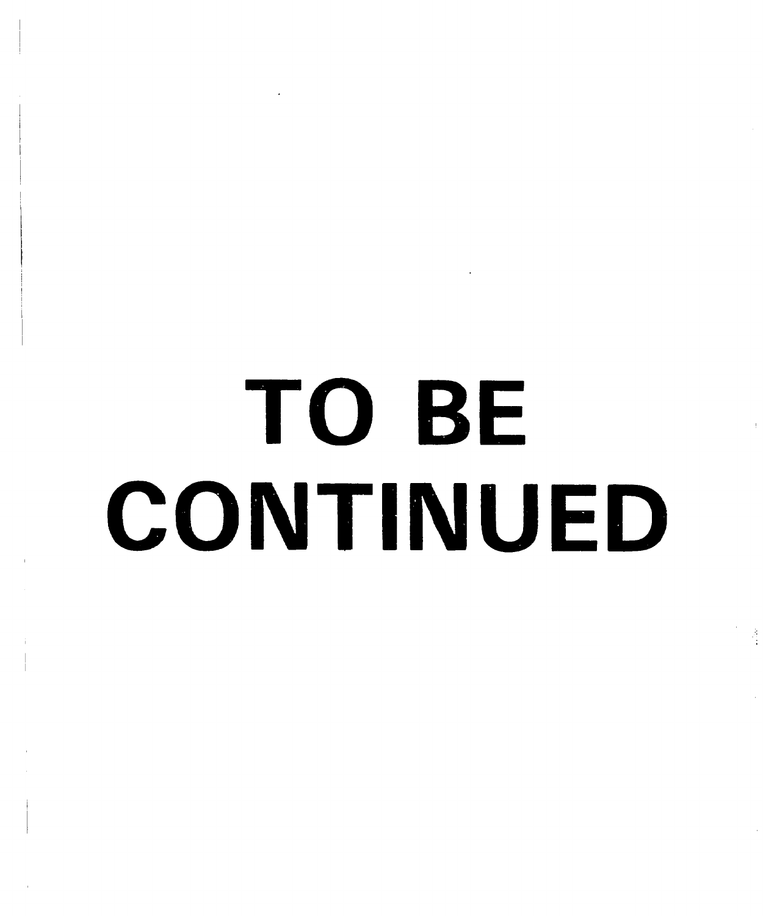# TO BE CONTINUED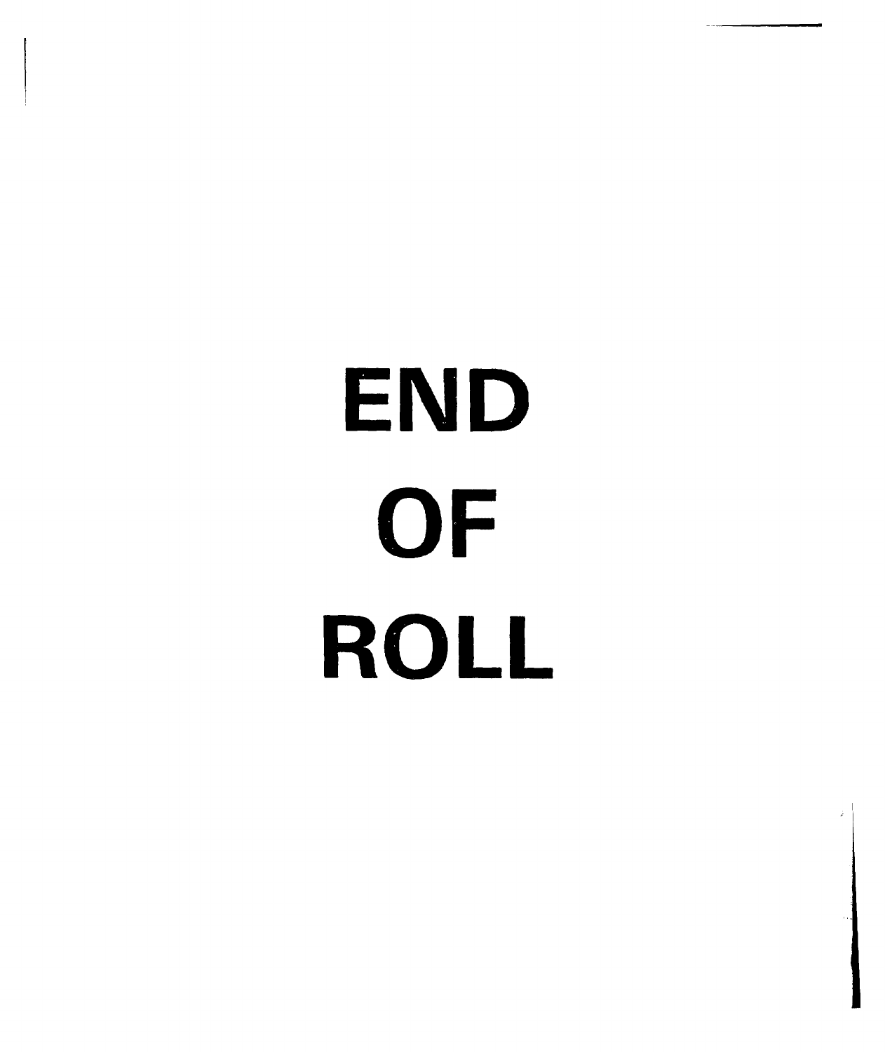# END

# OF

# ROLL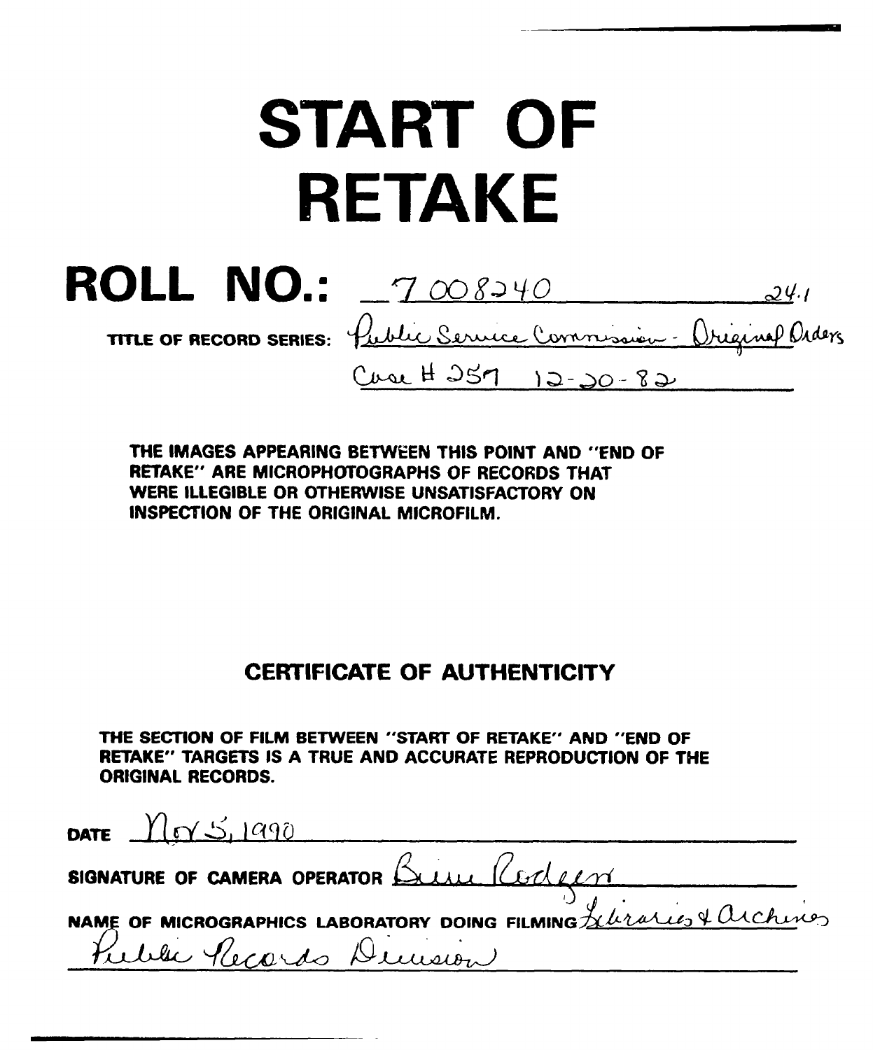# START OF RETAKE

## ROLL NO.: 7008240 24.1

**TITLE OF RECORD SERIES:** Public Service Commission - Original Orders Case # 257 12-20-82

**THE IMAGES APPEARING BETWEEN THIS POINT AND "END OF RETAKE" ARE MICROPHOTOGRAPHS OF RECORDS THAT WERE ILLEGIBLE OR OTHERWISE UNSATISFACTORY ON INSPECTION OF THE ORIGINAL MICROFILM.**

### CERTIFICATE OF AUTHENTICITY

**THE SECTION OF FILM BETWEEN "START OF RETAKE" AND "END OF RETAKE" TARGETS IS A TRUE AND ACCURATE REPRODUCTION OF THE ORIGINAL RECORDS.**

**DATE** Nov 5, 1990

**SIGNATURE OF CAMERA OPERATOR** Brian Rodgers

**NAME OF MICROGRAPHICS LABORATORY DOING FILMING** Libraries & Archives Public Records Division